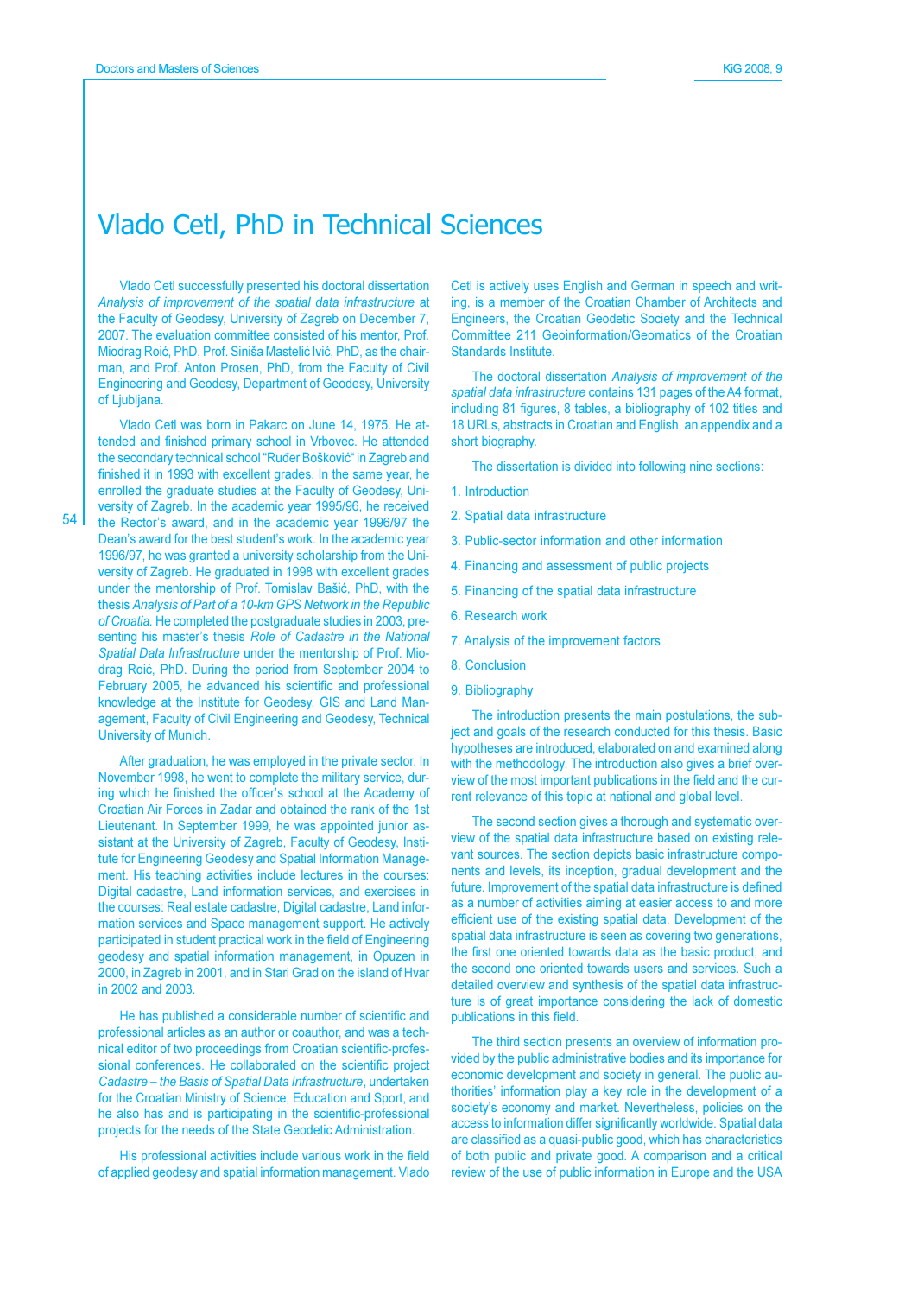# Vlado Cetl, PhD in Technical Sciences

Vlado Cetl successfully presented his doctoral dissertation *Analysis of improvement of the spatial data infrastructure* at the Faculty of Geodesy, University of Zagreb on December 7, 2007. The evaluation committee consisted of his mentor, Prof. Miodrag Roić, PhD, Prof. Siniša Mastelić Ivić, PhD, as the chairman, and Prof. Anton Prosen, PhD, from the Faculty of Civil Engineering and Geodesy, Department of Geodesy, University of Ljubljana.

Vlado Cetl was born in Pakarc on June 14, 1975. He attended and finished primary school in Vrbovec. He attended the secondary technical school "Ruđer Bošković" in Zagreb and finished it in 1993 with excellent grades. In the same year, he enrolled the graduate studies at the Faculty of Geodesy, University of Zagreb. In the academic year 1995/96, he received the Rector's award, and in the academic year 1996/97 the Dean's award for the best student's work. In the academic year 1996/97, he was granted a university scholarship from the University of Zagreb. He graduated in 1998 with excellent grades under the mentorship of Prof. Tomislav Bašić, PhD, with the thesis *Analysis of Part of a 10-km GPS Network in the Republic of Croatia.* He completed the postgraduate studies in 2003, presenting his master's thesis *Role of Cadastre in the National Spatial Data Infrastructure* under the mentorship of Prof. Miodrag Roić, PhD. During the period from September 2004 to February 2005, he advanced his scientific and professional knowledge at the Institute for Geodesy, GIS and Land Management, Faculty of Civil Engineering and Geodesy, Technical University of Munich.

After graduation, he was employed in the private sector. In November 1998, he went to complete the military service, during which he finished the officer's school at the Academy of Croatian Air Forces in Zadar and obtained the rank of the 1st Lieutenant. In September 1999, he was appointed junior assistant at the University of Zagreb, Faculty of Geodesy, Institute for Engineering Geodesy and Spatial Information Management. His teaching activities include lectures in the courses: Digital cadastre, Land information services, and exercises in the courses: Real estate cadastre, Digital cadastre, Land information services and Space management support. He actively participated in student practical work in the field of Engineering geodesy and spatial information management, in Opuzen in 2000, in Zagreb in 2001, and in Stari Grad on the island of Hvar in 2002 and 2003.

He has published a considerable number of scientific and professional articles as an author or coauthor, and was a technical editor of two proceedings from Croatian scientific-professional conferences. He collaborated on the scientific project *Cadastre – the Basis of Spatial Data Infrastructure*, undertaken for the Croatian Ministry of Science, Education and Sport, and he also has and is participating in the scientific-professional projects for the needs of the State Geodetic Administration.

His professional activities include various work in the field of applied geodesy and spatial information management. Vlado Cetl is actively uses English and German in speech and writing, is a member of the Croatian Chamber of Architects and Engineers, the Croatian Geodetic Society and the Technical Committee 211 Geoinformation/Geomatics of the Croatian Standards Institute.

The doctoral dissertation *Analysis of improvement of the spatial data infrastructure* contains 131 pages of the A4 format, including 81 figures, 8 tables, a bibliography of 102 titles and 18 URLs, abstracts in Croatian and English, an appendix and a short biography.

The dissertation is divided into following nine sections:

1. Introduction
2. Spatial data infrastructure
3. Public-sector information and other information
4. Financing and assessment of public projects
5. Financing of the spatial data infrastructure
6. Research work
7. Analysis of the improvement factors
8. Conclusion
9. Bibliography

The introduction presents the main postulations, the subject and goals of the research conducted for this thesis. Basic hypotheses are introduced, elaborated on and examined along with the methodology. The introduction also gives a brief overview of the most important publications in the field and the current relevance of this topic at national and global level.

The second section gives a thorough and systematic overview of the spatial data infrastructure based on existing relevant sources. The section depicts basic infrastructure components and levels, its inception, gradual development and the future. Improvement of the spatial data infrastructure is defined as a number of activities aiming at easier access to and more efficient use of the existing spatial data. Development of the spatial data infrastructure is seen as covering two generations, the first one oriented towards data as the basic product, and the second one oriented towards users and services. Such a detailed overview and synthesis of the spatial data infrastructure is of great importance considering the lack of domestic publications in this field.

The third section presents an overview of information provided by the public administrative bodies and its importance for economic development and society in general. The public authorities' information play a key role in the development of a society's economy and market. Nevertheless, policies on the access to information differ significantly worldwide. Spatial data are classified as a quasi-public good, which has characteristics of both public and private good. A comparison and a critical review of the use of public information in Europe and the USA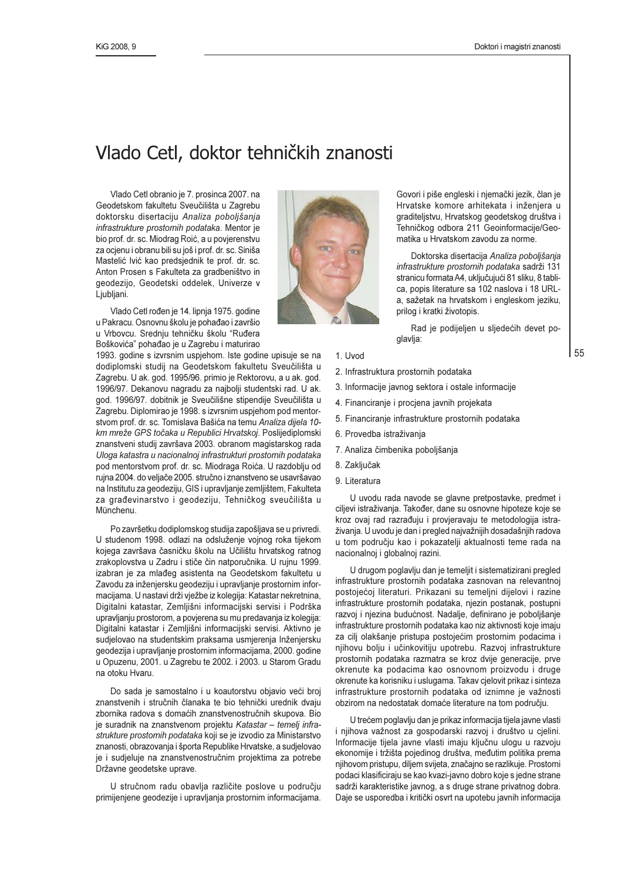# Vlado Cetl, doktor tehničkih znanosti

Vlado Cetl obranio je 7. prosinca 2007. na Geodetskom fakultetu Sveučilišta u Zagrebu doktorsku disertaciju *Analiza poboljšanja infrastrukture prostornih podataka*. Mentor je bio prof. dr. sc. Miodrag Roić, a u povjerenstvu za ocjenu i obranu bili su još i prof. dr. sc. Siniša Mastelić Ivić kao predsjednik te prof. dr. sc. Anton Prosen s Fakulteta za gradbeništvo in geodezijo, Geodetski oddelek, Univerze v Ljubljani.

Vlado Cetl rođen je 14. lipnja 1975. godine u Pakracu. Osnovnu školu je pohađao i završio u Vrbovcu. Srednju tehničku školu "Ruđera Boškovića" pohađao je u Zagrebu i maturirao 1993. godine s izvrsnim uspjehom. Iste godine upisuje se na dodiplomski studij na Geodetskom fakultetu Sveučilišta u Zagrebu. U ak. god. 1995/96. primio je Rektorovu, a u ak. god. 1996/97. Dekanovu nagradu za najbolji studentski rad. U ak. god. 1996/97. dobitnik je Sveučilišne stipendije Sveučilišta u Zagrebu. Diplomirao je 1998. s izvrsnim uspjehom pod mentorstvom prof. dr. sc. Tomislava Bašića na temu *Analiza dijela 10-km mreže GPS točaka u Republici Hrvatskoj*. Poslijediplomski znanstveni studij završava 2003. obranom magistarskog rada *Uloga katastra u nacionalnoj infrastrukturi prostornih podataka* pod mentorstvom prof. dr. sc. Miodraga Roića. U razdoblju od rujna 2004. do veljače 2005. stručno i znanstveno se usavršavao na Institutu za geodeziju, GIS i upravljanje zemljištem, Fakulteta za građevinarstvo i geodeziju, Tehničkog sveučilišta u Münchenu.

Po završetku dodiplomskog studija zapošljava se u privredi. U studenom 1998. odlazi na odsluženje vojnog roka tijekom kojega završava časničku školu na Učilištu hrvatskog ratnog zrakoplovstva u Zadru i stiče čin natporučnika. U rujnu 1999. izabran je za mlađeg asistenta na Geodetskom fakultetu u Zavodu za inženjersku geodeziju i upravljanje prostornim informacijama. U nastavi drži vježbe iz kolegija: Katastar nekretnina, Digitalni katastar, Zemljišni informacijski servisi i Podrška upravljanju prostorom, a povjerena su mu predavanja iz kolegija: Digitalni katastar i Zemljišni informacijski servisi. Aktivno je sudjelovao na studentskim praksama usmjerenja Inženjerska geodezija i upravljanje prostornim informacijama, 2000. godine u Opuzenu, 2001. u Zagrebu te 2002. i 2003. u Starom Gradu na otoku Hvaru.

Do sada je samostalno i u koautorstvu objavio veći broj znanstvenih i stručnih članaka te bio tehnički urednik dvaju zbornika radova s domaćih znanstvenostručnih skupova. Bio je suradnik na znanstvenom projektu *Katastar – temelj infrastrukture prostornih podataka* koji se je izvodio za Ministarstvo znanosti, obrazovanja i športa Republike Hrvatske, a sudjelovao je i sudjeluje na znanstvenostručnim projektima za potrebe Državne geodetske uprave.

U stručnom radu obavlja različite poslove u području primijenjene geodezije i upravljanja prostornim informacijama. Govori i piše engleski i njemački jezik, član je Hrvatske komore arhitekata i inženjera u graditeljstvu, Hrvatskog geodetskog društva i Tehničkog odbora 211 Geoinformacije/Geomatika u Hrvatskom zavodu za norme.

Doktorska disertacija *Analiza poboljšanja infrastrukture prostornih podataka* sadrži 131 stranicu formata A4, uključujući 81 sliku, 8 tablica, popis literature sa 102 naslova i 18 URL-a, sažetak na hrvatskom i engleskom jeziku, prilog i kratki životopis.

Rad je podijeljen u sljedećih devet poglavlja:

1. Uvod
2. Infrastruktura prostornih podataka
3. Informacije javnog sektora i ostale informacije
4. Financiranje i procjena javnih projekata
5. Financiranje infrastrukture prostornih podataka
6. Provedba istraživanja
7. Analiza čimbenika poboljšanja
8. Zaključak
9. Literatura

U uvodu rada navode se glavne pretpostavke, predmet i ciljevi istraživanja. Također, dane su osnovne hipoteze koje se kroz ovaj rad razrađuju i provjeravaju te metodologija istraživanja. U uvodu je dan i pregled najvažnijih dosadašnjih radova u tom području kao i pokazatelji aktualnosti teme rada na nacionalnoj i globalnoj razini.

U drugom poglavlju dan je temeljit i sistematizirani pregled infrastrukture prostornih podataka zasnovan na relevantnoj postojećoj literaturi. Prikazani su temeljni dijelovi i razine infrastrukture prostornih podataka, njezin postanak, postupni razvoj i njezina budućnost. Nadalje, definirano je poboljšanje infrastrukture prostornih podataka kao niz aktivnosti koje imaju za cilj olakšanje pristupa postojećim prostornim podacima i njihovu bolju i učinkovitiju upotrebu. Razvoj infrastrukture prostornih podataka razmatra se kroz dvije generacije, prve okrenute ka podacima kao osnovnom proizvodu i druge okrenute ka korisniku i uslugama. Takav cjelovit prikaz i sinteza infrastrukture prostornih podataka od iznimne je važnosti obzirom na nedostatak domaće literature na tom području.

U trećem poglavlju dan je prikaz informacija tijela javne vlasti i njihova važnost za gospodarski razvoj i društvo u cjelini. Informacije tijela javne vlasti imaju ključnu ulogu u razvoju ekonomije i tržišta pojedinog društva, međutim politika prema njihovom pristupu, diljem svijeta, značajno se razlikuje. Prostorni podaci klasificiraju se kao kvazi-javno dobro koje s jedne strane sadrži karakteristike javnog, a s druge strane privatnog dobra. Daje se usporedba i kritički osvrt na upotebu javnih informacija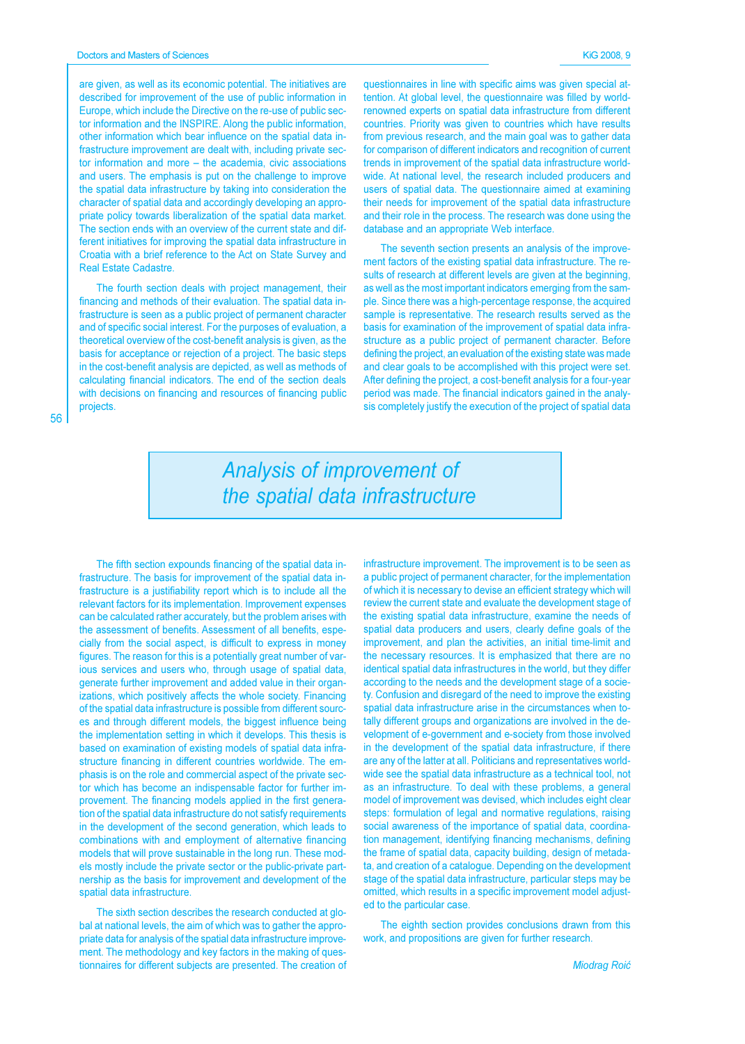are given, as well as its economic potential. The initiatives are described for improvement of the use of public information in Europe, which include the Directive on the re-use of public sector information and the INSPIRE. Along the public information, other information which bear influence on the spatial data infrastructure improvement are dealt with, including private sector information and more – the academia, civic associations and users. The emphasis is put on the challenge to improve the spatial data infrastructure by taking into consideration the character of spatial data and accordingly developing an appropriate policy towards liberalization of the spatial data market. The section ends with an overview of the current state and different initiatives for improving the spatial data infrastructure in Croatia with a brief reference to the Act on State Survey and Real Estate Cadastre.

The fourth section deals with project management, their financing and methods of their evaluation. The spatial data infrastructure is seen as a public project of permanent character and of specific social interest. For the purposes of evaluation, a theoretical overview of the cost-benefit analysis is given, as the basis for acceptance or rejection of a project. The basic steps in the cost-benefit analysis are depicted, as well as methods of calculating financial indicators. The end of the section deals with decisions on financing and resources of financing public projects.

questionnaires in line with specific aims was given special attention. At global level, the questionnaire was filled by world-renowned experts on spatial data infrastructure from different countries. Priority was given to countries which have results from previous research, and the main goal was to gather data for comparison of different indicators and recognition of current trends in improvement of the spatial data infrastructure worldwide. At national level, the research included producers and users of spatial data. The questionnaire aimed at examining their needs for improvement of the spatial data infrastructure and their role in the process. The research was done using the database and an appropriate Web interface.

The seventh section presents an analysis of the improvement factors of the existing spatial data infrastructure. The results of research at different levels are given at the beginning, as well as the most important indicators emerging from the sample. Since there was a high-percentage response, the acquired sample is representative. The research results served as the basis for examination of the improvement of spatial data infrastructure as a public project of permanent character. Before defining the project, an evaluation of the existing state was made and clear goals to be accomplished with this project were set. After defining the project, a cost-benefit analysis for a four-year period was made. The financial indicators gained in the analysis completely justify the execution of the project of spatial data

# *Analysis of improvement of the spatial data infrastructure*

The fifth section expounds financing of the spatial data infrastructure. The basis for improvement of the spatial data infrastructure is a justifiability report which is to include all the relevant factors for its implementation. Improvement expenses can be calculated rather accurately, but the problem arises with the assessment of benefits. Assessment of all benefits, especially from the social aspect, is difficult to express in money figures. The reason for this is a potentially great number of various services and users who, through usage of spatial data, generate further improvement and added value in their organizations, which positively affects the whole society. Financing of the spatial data infrastructure is possible from different sources and through different models, the biggest influence being the implementation setting in which it develops. This thesis is based on examination of existing models of spatial data infrastructure financing in different countries worldwide. The emphasis is on the role and commercial aspect of the private sector which has become an indispensable factor for further improvement. The financing models applied in the first generation of the spatial data infrastructure do not satisfy requirements in the development of the second generation, which leads to combinations with and employment of alternative financing models that will prove sustainable in the long run. These models mostly include the private sector or the public-private partnership as the basis for improvement and development of the spatial data infrastructure.

The sixth section describes the research conducted at global at national levels, the aim of which was to gather the appropriate data for analysis of the spatial data infrastructure improvement. The methodology and key factors in the making of questionnaires for different subjects are presented. The creation of

infrastructure improvement. The improvement is to be seen as a public project of permanent character, for the implementation of which it is necessary to devise an efficient strategy which will review the current state and evaluate the development stage of the existing spatial data infrastructure, examine the needs of spatial data producers and users, clearly define goals of the improvement, and plan the activities, an initial time-limit and the necessary resources. It is emphasized that there are no identical spatial data infrastructures in the world, but they differ according to the needs and the development stage of a society. Confusion and disregard of the need to improve the existing spatial data infrastructure arise in the circumstances when totally different groups and organizations are involved in the development of e-government and e-society from those involved in the development of the spatial data infrastructure, if there are any of the latter at all. Politicians and representatives worldwide see the spatial data infrastructure as a technical tool, not as an infrastructure. To deal with these problems, a general model of improvement was devised, which includes eight clear steps: formulation of legal and normative regulations, raising social awareness of the importance of spatial data, coordination management, identifying financing mechanisms, defining the frame of spatial data, capacity building, design of metadata, and creation of a catalogue. Depending on the development stage of the spatial data infrastructure, particular steps may be omitted, which results in a specific improvement model adjusted to the particular case.

The eighth section provides conclusions drawn from this work, and propositions are given for further research.

*Miodrag Roić*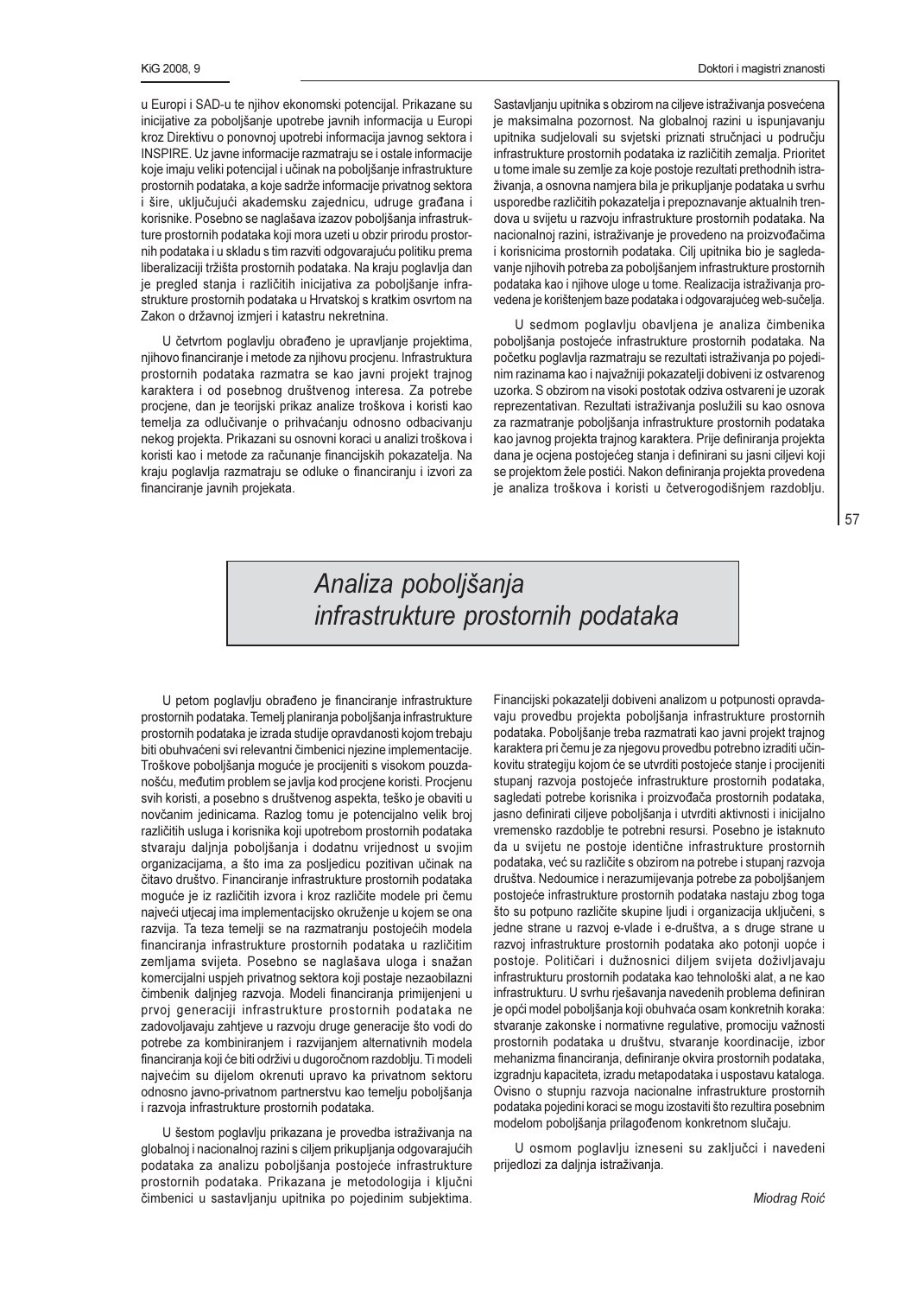u Europi i SAD-u te njihov ekonomski potencijal. Prikazane su inicijative za poboljšanje upotrebe javnih informacija u Europi kroz Direktivu o ponovnoj upotrebi informacija javnog sektora i INSPIRE. Uz javne informacije razmatraju se i ostale informacije koje imaju veliki potencijal i učinak na poboljšanje infrastrukture prostornih podataka, a koje sadrže informacije privatnog sektora i šire, uključujući akademsku zajednicu, udruge građana i korisnike. Posebno se naglašava izazov poboljšanja infrastrukture prostornih podataka koji mora uzeti u obzir prirodu prostornih podataka i u skladu s tim razviti odgovarajuću politiku prema liberalizaciji tržišta prostornih podataka. Na kraju poglavlja dan je pregled stanja i različitih inicijativa za poboljšanje infrastrukture prostornih podataka u Hrvatskoj s kratkim osvrtom na Zakon o državnoj izmjeri i katastru nekretnina.

U četvrtom poglavlju obrađeno je upravljanje projektima, njihovo financiranje i metode za njihovu procjenu. Infrastruktura prostornih podataka razmatra se kao javni projekt trajnog karaktera i od posebnog društvenog interesa. Za potrebe procjene, dan je teorijski prikaz analize troškova i koristi kao temelja za odlučivanje o prihvaćanju odnosno odbacivanju nekog projekta. Prikazani su osnovni koraci u analizi troškova i koristi kao i metode za računanje financijskih pokazatelja. Na kraju poglavlja razmatraju se odluke o financiranju i izvori za financiranje javnih projekata.

Sastavljanju upitnika s obzirom na ciljeve istraživanja posvećena je maksimalna pozornost. Na globalnoj razini u ispunjavanju upitnika sudjelovali su svjetski priznati stručnjaci u području infrastrukture prostornih podataka iz različitih zemalja. Prioritet u tome imale su zemlje za koje postoje rezultati prethodnih istraživanja, a osnovna namjera bila je prikupljanje podataka u svrhu usporedbe različitih pokazatelja i prepoznavanje aktualnih trendova u svijetu u razvoju infrastrukture prostornih podataka. Na nacionalnoj razini, istraživanje je provedeno na proizvođačima i korisnicima prostornih podataka. Cilj upitnika bio je sagledavanje njihovih potreba za poboljšanjem infrastrukture prostornih podataka kao i njihove uloge u tome. Realizacija istraživanja provedena je korištenjem baze podataka i odgovarajućeg web-sučelja.

U sedmom poglavlju obavljena je analiza čimbenika poboljšanja postojeće infrastrukture prostornih podataka. Na početku poglavlja razmatraju se rezultati istraživanja po pojedinim razinama kao i najvažniji pokazatelji dobiveni iz ostvarenog uzorka. S obzirom na visoki postotak odziva ostvaren je uzorak reprezentativan. Rezultati istraživanja poslužili su kao osnova za razmatranje poboljšanja infrastrukture prostornih podataka kao javnog projekta trajnog karaktera. Prije definiranja projekta dana je ocjena postojećeg stanja i definirani su jasni ciljevi koji se projektom žele postići. Nakon definiranja projekta provedena je analiza troškova i koristi u četverogodišnjem razdoblju.

# *Analiza poboljšanja infrastrukture prostornih podataka*

U petom poglavlju obrađeno je financiranje infrastrukture prostornih podataka. Temelj planiranja poboljšanja infrastrukture prostornih podataka je izrada studije opravdanosti kojom trebaju biti obuhvaćeni svi relevantni čimbenici njezine implementacije. Troškove poboljšanja moguće je procijeniti s visokom pouzdanošću, međutim problem se javlja kod procjene koristi. Procjenu svih koristi, a posebno s društvenog aspekta, teško je obaviti u novčanim jedinicama. Razlog tomu je potencijalno velik broj različitih usluga i korisnika koji upotrebom prostornih podataka stvaraju daljnja poboljšanja i dodatnu vrijednost u svojim organizacijama, a što ima za posljedicu pozitivan učinak na čitavo društvo. Financiranje infrastrukture prostornih podataka moguće je iz različitih izvora i kroz različite modele pri čemu najveći utjecaj ima implementacijsko okruženje u kojem se ona razvija. Ta teza temelji se na razmatranju postojećih modela financiranja infrastrukture prostornih podataka u različitim zemljama svijeta. Posebno se naglašava uloga i snažan komercijalni uspjeh privatnog sektora koji postaje nezaobilazni čimbenik daljnjeg razvoja. Modeli financiranja primijenjeni u prvoj generaciji infrastrukture prostornih podataka ne zadovoljavaju zahtjeve u razvoju druge generacije što vodi do potrebe za kombiniranjem i razvijanjem alternativnih modela financiranja koji će biti održivi u dugoročnom razdoblju. Ti modeli najvećim su dijelom okrenuti upravo ka privatnom sektoru odnosno javno-privatnom partnerstvu kao temelju poboljšanja i razvoja infrastrukture prostornih podataka.

U šestom poglavlju prikazana je provedba istraživanja na globalnoj i nacionalnoj razini s ciljem prikupljanja odgovarajućih podataka za analizu poboljšanja postojeće infrastrukture prostornih podataka. Prikazana je metodologija i ključni čimbenici u sastavljanju upitnika po pojedinim subjektima.

Financijski pokazatelji dobiveni analizom u potpunosti opravdavaju provedbu projekta poboljšanja infrastrukture prostornih podataka. Poboljšanje treba razmatrati kao javni projekt trajnog karaktera pri čemu je za njegovu provedbu potrebno izraditi učinkovitu strategiju kojom će se utvrditi postojeće stanje i procijeniti stupanj razvoja postojeće infrastrukture prostornih podataka, sagledati potrebe korisnika i proizvođača prostornih podataka, jasno definirati ciljeve poboljšanja i utvrditi aktivnosti i inicijalno vremensko razdoblje te potrebni resursi. Posebno je istaknuto da u svijetu ne postoje identične infrastrukture prostornih podataka, već su različite s obzirom na potrebe i stupanj razvoja društva. Nedoumice i nerazumijevanja potrebe za poboljšanjem postojeće infrastrukture prostornih podataka nastaju zbog toga što su potpuno različite skupine ljudi i organizacija uključeni, s jedne strane u razvoj e-vlade i e-društva, a s druge strane u razvoj infrastrukture prostornih podataka ako potonji uopće i postoje. Političari i dužnosnici diljem svijeta doživljavaju infrastrukturu prostornih podataka kao tehnološki alat, a ne kao infrastrukturu. U svrhu rješavanja navedenih problema definiran je opći model poboljšanja koji obuhvaća osam konkretnih koraka: stvaranje zakonske i normativne regulative, promociju važnosti prostornih podataka u društvu, stvaranje koordinacije, izbor mehanizma financiranja, definiranje okvira prostornih podataka, izgradnju kapaciteta, izradu metapodataka i uspostavu kataloga. Ovisno o stupnju razvoja nacionalne infrastrukture prostornih podataka pojedini koraci se mogu izostaviti što rezultira posebnim modelom poboljšanja prilagođenom konkretnom slučaju.

U osmom poglavlju izneseni su zaključci i navedeni prijedlozi za daljnja istraživanja.

*Miodrag Roić*